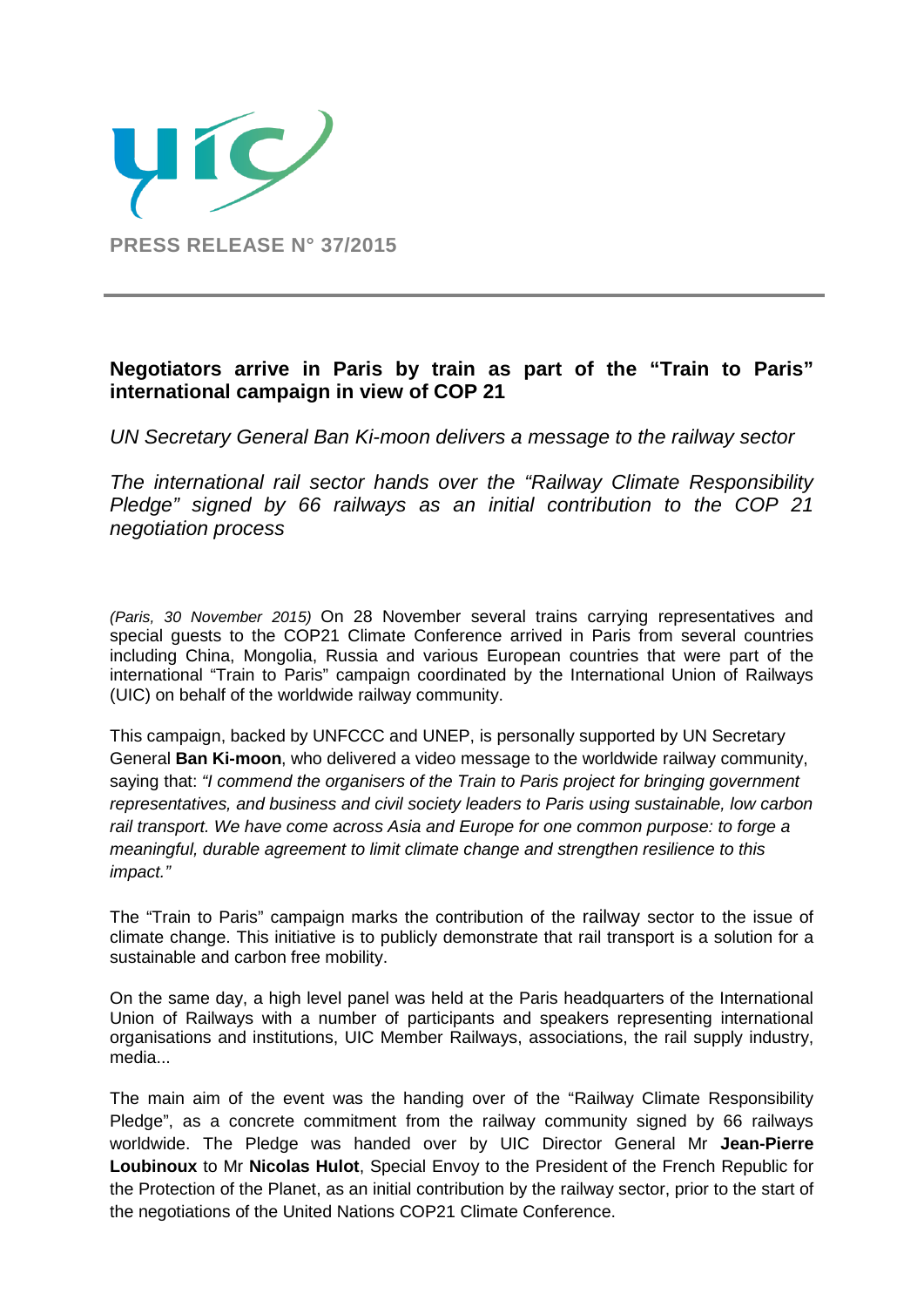**PRESS RELEASE N° 37/2015**

---

## Negotiators arrive in Paris by train as part of the "Train to Paris" international campaign in view of COP 21

*UN Secretary General Ban Ki-moon delivers a message to the railway sector*

*The international rail sector hands over the "Railway Climate Responsibility Pledge" signed by 66 railways as an initial contribution to the COP 21 negotiation process*

*(Paris, 30 November 2015)* On 28 November several trains carrying representatives and special guests to the COP21 Climate Conference arrived in Paris from several countries including China, Mongolia, Russia and various European countries that were part of the international "Train to Paris" campaign coordinated by the International Union of Railways (UIC) on behalf of the worldwide railway community.

This campaign, backed by UNFCCC and UNEP, is personally supported by UN Secretary General **Ban Ki-moon**, who delivered a video message to the worldwide railway community, saying that: *"I commend the organisers of the Train to Paris project for bringing government representatives, and business and civil society leaders to Paris using sustainable, low carbon rail transport. We have come across Asia and Europe for one common purpose: to forge a meaningful, durable agreement to limit climate change and strengthen resilience to this impact."*

The "Train to Paris" campaign marks the contribution of the railway sector to the issue of climate change. This initiative is to publicly demonstrate that rail transport is a solution for a sustainable and carbon free mobility.

On the same day, a high level panel was held at the Paris headquarters of the International Union of Railways with a number of participants and speakers representing international organisations and institutions, UIC Member Railways, associations, the rail supply industry, media...

The main aim of the event was the handing over of the "Railway Climate Responsibility Pledge", as a concrete commitment from the railway community signed by 66 railways worldwide. The Pledge was handed over by UIC Director General Mr **Jean-Pierre Loubinoux** to Mr **Nicolas Hulot**, Special Envoy to the President of the French Republic for the Protection of the Planet, as an initial contribution by the railway sector, prior to the start of the negotiations of the United Nations COP21 Climate Conference.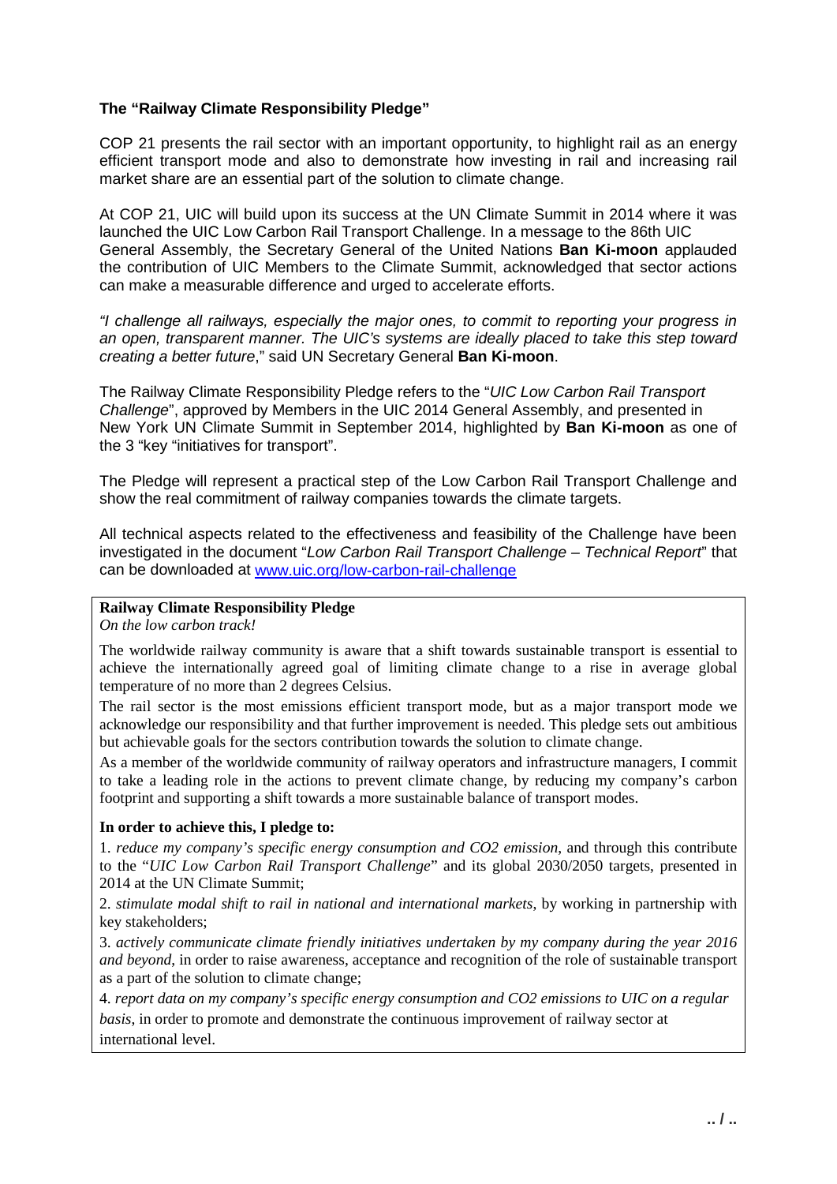**The "Railway Climate Responsibility Pledge"**

COP 21 presents the rail sector with an important opportunity, to highlight rail as an energy efficient transport mode and also to demonstrate how investing in rail and increasing rail market share are an essential part of the solution to climate change.

At COP 21, UIC will build upon its success at the UN Climate Summit in 2014 where it was launched the UIC Low Carbon Rail Transport Challenge. In a message to the 86th UIC General Assembly, the Secretary General of the United Nations **Ban Ki-moon** applauded the contribution of UIC Members to the Climate Summit, acknowledged that sector actions can make a measurable difference and urged to accelerate efforts.

*"I challenge all railways, especially the major ones, to commit to reporting your progress in an open, transparent manner. The UIC's systems are ideally placed to take this step toward creating a better future*," said UN Secretary General **Ban Ki-moon**.

The Railway Climate Responsibility Pledge refers to the "*UIC Low Carbon Rail Transport Challenge*", approved by Members in the UIC 2014 General Assembly, and presented in New York UN Climate Summit in September 2014, highlighted by **Ban Ki-moon** as one of the 3 "key "initiatives for transport".

The Pledge will represent a practical step of the Low Carbon Rail Transport Challenge and show the real commitment of railway companies towards the climate targets.

All technical aspects related to the effectiveness and feasibility of the Challenge have been investigated in the document "*Low Carbon Rail Transport Challenge – Technical Report*" that can be downloaded at [www.uic.org/low-carbon-rail-challenge](http://www.uic.org/low-carbon-rail-challenge)

---

**Railway Climate Responsibility Pledge**

*On the low carbon track!*

The worldwide railway community is aware that a shift towards sustainable transport is essential to achieve the internationally agreed goal of limiting climate change to a rise in average global temperature of no more than 2 degrees Celsius.

The rail sector is the most emissions efficient transport mode, but as a major transport mode we acknowledge our responsibility and that further improvement is needed. This pledge sets out ambitious but achievable goals for the sectors contribution towards the solution to climate change.

As a member of the worldwide community of railway operators and infrastructure managers, I commit to take a leading role in the actions to prevent climate change, by reducing my company's carbon footprint and supporting a shift towards a more sustainable balance of transport modes.

**In order to achieve this, I pledge to:**

1. *reduce my company's specific energy consumption and CO2 emission*, and through this contribute to the "*UIC Low Carbon Rail Transport Challenge*" and its global 2030/2050 targets, presented in 2014 at the UN Climate Summit;

2. *stimulate modal shift to rail in national and international markets*, by working in partnership with key stakeholders;

3. *actively communicate climate friendly initiatives undertaken by my company during the year 2016 and beyond*, in order to raise awareness, acceptance and recognition of the role of sustainable transport as a part of the solution to climate change;

4. *report data on my company's specific energy consumption and CO2 emissions to UIC on a regular basis*, in order to promote and demonstrate the continuous improvement of railway sector at international level.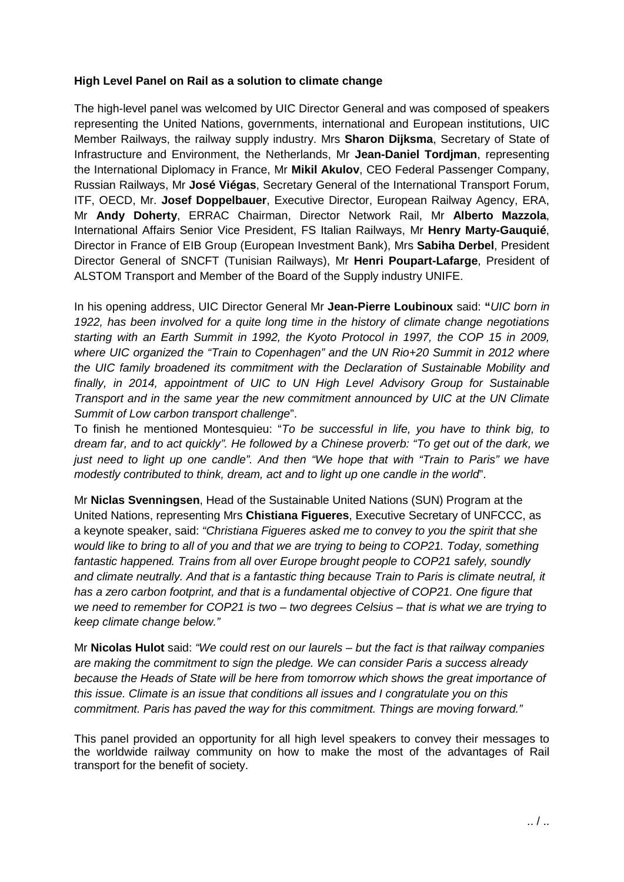**High Level Panel on Rail as a solution to climate change**

The high-level panel was welcomed by UIC Director General and was composed of speakers representing the United Nations, governments, international and European institutions, UIC Member Railways, the railway supply industry. Mrs **Sharon Dijksma**, Secretary of State of Infrastructure and Environment, the Netherlands, Mr **Jean-Daniel Tordjman**, representing the International Diplomacy in France, Mr **Mikil Akulov**, CEO Federal Passenger Company, Russian Railways, Mr **José Viégas**, Secretary General of the International Transport Forum, ITF, OECD, Mr. **Josef Doppelbauer**, Executive Director, European Railway Agency, ERA, Mr **Andy Doherty**, ERRAC Chairman, Director Network Rail, Mr **Alberto Mazzola**, International Affairs Senior Vice President, FS Italian Railways, Mr **Henry Marty-Gauquié**, Director in France of EIB Group (European Investment Bank), Mrs **Sabiha Derbel**, President Director General of SNCFT (Tunisian Railways), Mr **Henri Poupart-Lafarge**, President of ALSTOM Transport and Member of the Board of the Supply industry UNIFE.

In his opening address, UIC Director General Mr **Jean-Pierre Loubinoux** said: **"***UIC born in 1922, has been involved for a quite long time in the history of climate change negotiations starting with an Earth Summit in 1992, the Kyoto Protocol in 1997, the COP 15 in 2009, where UIC organized the "Train to Copenhagen" and the UN Rio+20 Summit in 2012 where the UIC family broadened its commitment with the Declaration of Sustainable Mobility and finally, in 2014, appointment of UIC to UN High Level Advisory Group for Sustainable Transport and in the same year the new commitment announced by UIC at the UN Climate Summit of Low carbon transport challenge*".
To finish he mentioned Montesquieu: "*To be successful in life, you have to think big, to dream far, and to act quickly". He followed by a Chinese proverb: "To get out of the dark, we just need to light up one candle". And then "We hope that with "Train to Paris" we have modestly contributed to think, dream, act and to light up one candle in the world*".

Mr **Niclas Svenningsen**, Head of the Sustainable United Nations (SUN) Program at the United Nations, representing Mrs **Chistiana Figueres**, Executive Secretary of UNFCCC, as a keynote speaker, said: *"Christiana Figueres asked me to convey to you the spirit that she would like to bring to all of you and that we are trying to being to COP21. Today, something fantastic happened. Trains from all over Europe brought people to COP21 safely, soundly and climate neutrally. And that is a fantastic thing because Train to Paris is climate neutral, it has a zero carbon footprint, and that is a fundamental objective of COP21. One figure that we need to remember for COP21 is two – two degrees Celsius – that is what we are trying to keep climate change below."*

Mr **Nicolas Hulot** said: *"We could rest on our laurels – but the fact is that railway companies are making the commitment to sign the pledge. We can consider Paris a success already because the Heads of State will be here from tomorrow which shows the great importance of this issue. Climate is an issue that conditions all issues and I congratulate you on this commitment. Paris has paved the way for this commitment. Things are moving forward."*

This panel provided an opportunity for all high level speakers to convey their messages to the worldwide railway community on how to make the most of the advantages of Rail transport for the benefit of society.

.. / ..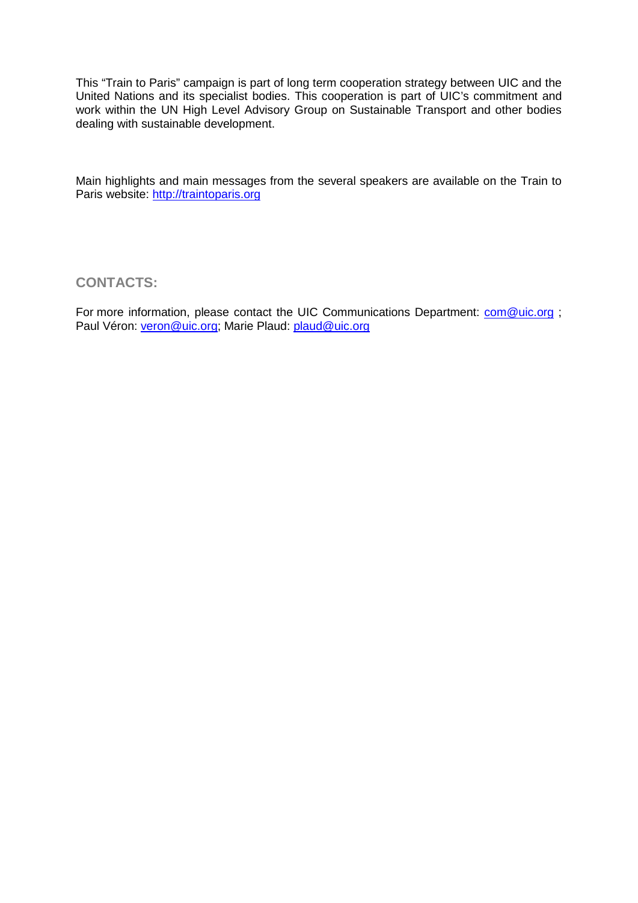This “Train to Paris” campaign is part of long term cooperation strategy between UIC and the United Nations and its specialist bodies. This cooperation is part of UIC’s commitment and work within the UN High Level Advisory Group on Sustainable Transport and other bodies dealing with sustainable development.

Main highlights and main messages from the several speakers are available on the Train to Paris website: http://traintoparis.org

## CONTACTS:

For more information, please contact the UIC Communications Department: com@uic.org ; Paul Véron: veron@uic.org; Marie Plaud: plaud@uic.org